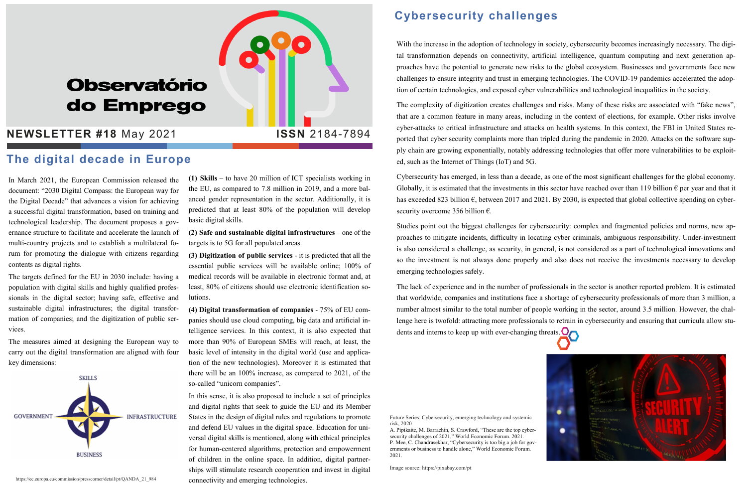# Observatório do Emprego

**NEWSLETTER #18** May 2021 **ISSN** 2184-7894

## The digital decade in Europe

In March 2021, the European Commission released the document: "2030 Digital Compass: the European way for the Digital Decade" that advances a vision for achieving a successful digital transformation, based on training and technological leadership. The document proposes a governance structure to facilitate and accelerate the launch of multi-country projects and to establish a multilateral forum for promoting the dialogue with citizens regarding contents as digital rights.

The targets defined for the EU in 2030 include: having a population with digital skills and highly qualified professionals in the digital sector; having safe, effective and sustainable digital infrastructures; the digital transformation of companies; and the digitization of public services.

The measures aimed at designing the European way to carry out the digital transformation are aligned with four key dimensions:

SKILLS

GOVERNMENT INFRASTRUCTURE

BUSINESS

https://ec.europa.eu/commission/presscorner/detail/pt/QANDA_21_984

**(1) Skills** – to have 20 million of ICT specialists working in the EU, as compared to 7.8 million in 2019, and a more balanced gender representation in the sector. Additionally, it is predicted that at least 80% of the population will develop basic digital skills.

**(2) Safe and sustainable digital infrastructures** – one of the targets is to 5G for all populated areas.

**(3) Digitization of public services** - it is predicted that all the essential public services will be available online; 100% of medical records will be available in electronic format and, at least, 80% of citizens should use electronic identification solutions.

**(4) Digital transformation of companies** - 75% of EU companies should use cloud computing, big data and artificial intelligence services. In this context, it is also expected that more than 90% of European SMEs will reach, at least, the basic level of intensity in the digital world (use and application of the new technologies). Moreover it is estimated that there will be an 100% increase, as compared to 2021, of the so-called "unicorn companies".

In this sense, it is also proposed to include a set of principles and digital rights that seek to guide the EU and its Member States in the design of digital rules and regulations to promote and defend EU values in the digital space. Education for universal digital skills is mentioned, along with ethical principles for human-centered algorithms, protection and empowerment of children in the online space. In addition, digital partnerships will stimulate research cooperation and invest in digital connectivity and emerging technologies.

## Cybersecurity challenges

With the increase in the adoption of technology in society, cybersecurity becomes increasingly necessary. The digital transformation depends on connectivity, artificial intelligence, quantum computing and next generation approaches have the potential to generate new risks to the global ecosystem. Businesses and governments face new challenges to ensure integrity and trust in emerging technologies. The COVID-19 pandemics accelerated the adoption of certain technologies, and exposed cyber vulnerabilities and technological inequalities in the society.

The complexity of digitization creates challenges and risks. Many of these risks are associated with "fake news", that are a common feature in many areas, including in the context of elections, for example. Other risks involve cyber-attacks to critical infrastructure and attacks on health systems. In this context, the FBI in United States reported that cyber security complaints more than tripled during the pandemic in 2020. Attacks on the software supply chain are growing exponentially, notably addressing technologies that offer more vulnerabilities to be exploited, such as the Internet of Things (IoT) and 5G.

Cybersecurity has emerged, in less than a decade, as one of the most significant challenges for the global economy. Globally, it is estimated that the investments in this sector have reached over than 119 billion € per year and that it has exceeded 823 billion €, between 2017 and 2021. By 2030, is expected that global collective spending on cybersecurity overcome 356 billion €.

Studies point out the biggest challenges for cybersecurity: complex and fragmented policies and norms, new approaches to mitigate incidents, difficulty in locating cyber criminals, ambiguous responsibility. Under-investment is also considered a challenge, as security, in general, is not considered as a part of technological innovations and so the investment is not always done properly and also does not receive the investments necessary to develop emerging technologies safely.

The lack of experience and in the number of professionals in the sector is another reported problem. It is estimated that worldwide, companies and institutions face a shortage of cybersecurity professionals of more than 3 million, a number almost similar to the total number of people working in the sector, around 3.5 million. However, the challenge here is twofold: attracting more professionals to retrain in cybersecurity and ensuring that curricula allow students and interns to keep up with ever-changing threats.

Future Series: Cybersecurity, emerging technology and systemic risk, 2020
A. Pipikaite, M. Barrachin, S. Crawford, "These are the top cybersecurity challenges of 2021," World Economic Forum. 2021.
P. Mee, C. Chandrasekhar, "Cybersecurity is too big a job for governments or business to handle alone," World Economic Forum. 2021.

Image source: https://pixabay.com/pt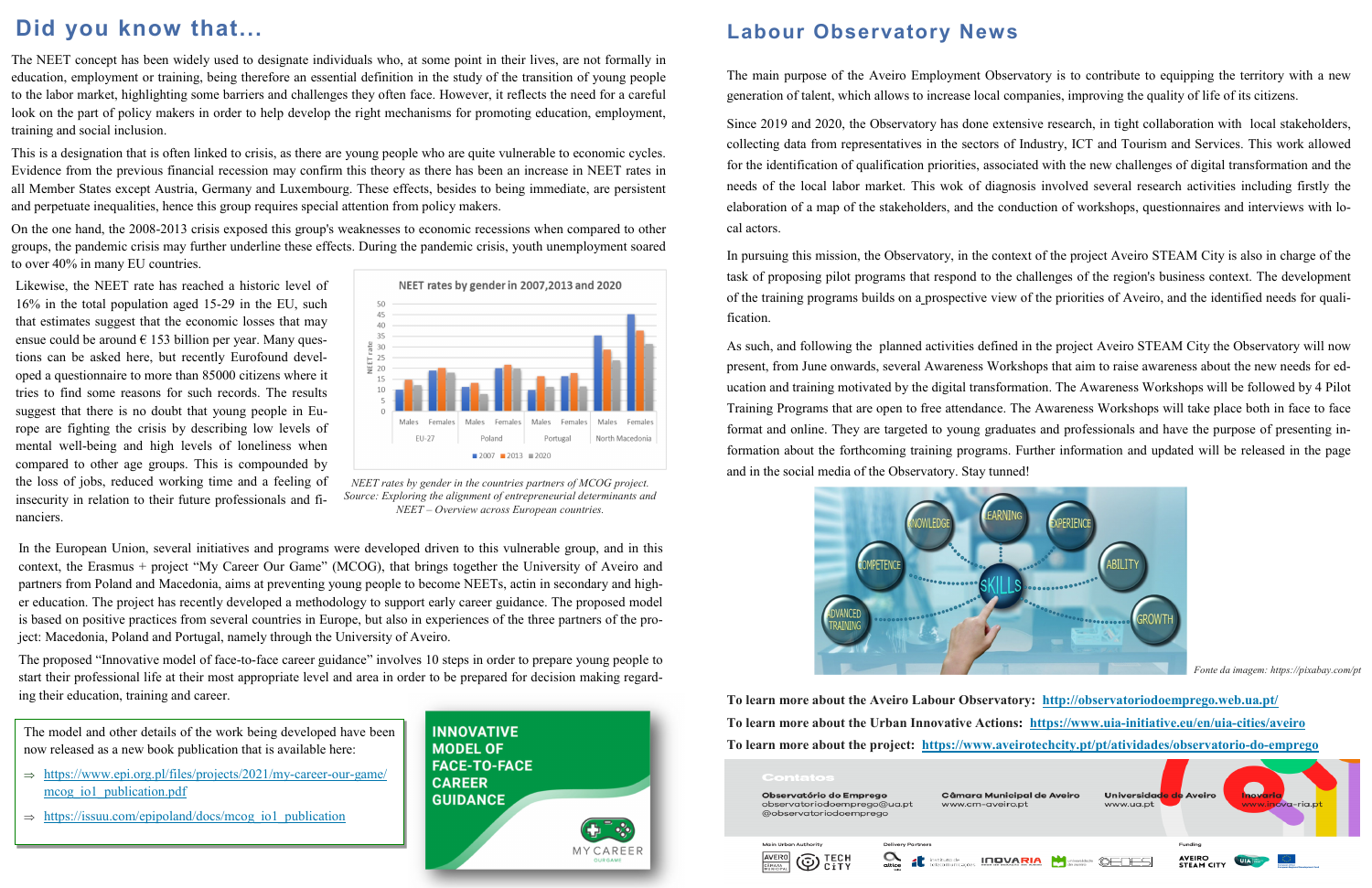# Did you know that...

The NEET concept has been widely used to designate individuals who, at some point in their lives, are not formally in education, employment or training, being therefore an essential definition in the study of the transition of young people to the labor market, highlighting some barriers and challenges they often face. However, it reflects the need for a careful look on the part of policy makers in order to help develop the right mechanisms for promoting education, employment, training and social inclusion.

This is a designation that is often linked to crisis, as there are young people who are quite vulnerable to economic cycles. Evidence from the previous financial recession may confirm this theory as there has been an increase in NEET rates in all Member States except Austria, Germany and Luxembourg. These effects, besides to being immediate, are persistent and perpetuate inequalities, hence this group requires special attention from policy makers.

On the one hand, the 2008-2013 crisis exposed this group's weaknesses to economic recessions when compared to other groups, the pandemic crisis may further underline these effects. During the pandemic crisis, youth unemployment soared to over 40% in many EU countries.

Likewise, the NEET rate has reached a historic level of 16% in the total population aged 15-29 in the EU, such that estimates suggest that the economic losses that may ensue could be around € 153 billion per year. Many questions can be asked here, but recently Eurofound developed a questionnaire to more than 85000 citizens where it tries to find some reasons for such records. The results suggest that there is no doubt that young people in Europe are fighting the crisis by describing low levels of mental well-being and high levels of loneliness when compared to other age groups. This is compounded by the loss of jobs, reduced working time and a feeling of insecurity in relation to their future professionals and financiers.

NEET rates by gender in 2007,2013 and 2020

NEET rate

50
45
40
35
30
25
20
15
10
5
0

Males Females Males Females Males Females Males Females

EU-27 Poland Portugal North Macedonia

2007 2013 2020

*NEET rates by gender in the countries partners of MCOG project. Source: Exploring the alignment of entrepreneurial determinants and NEET – Overview across European countries.*

In the European Union, several initiatives and programs were developed driven to this vulnerable group, and in this context, the Erasmus + project "My Career Our Game" (MCOG), that brings together the University of Aveiro and partners from Poland and Macedonia, aims at preventing young people to become NEETs, actin in secondary and higher education. The project has recently developed a methodology to support early career guidance. The proposed model is based on positive practices from several countries in Europe, but also in experiences of the three partners of the project: Macedonia, Poland and Portugal, namely through the University of Aveiro.

The proposed "Innovative model of face-to-face career guidance" involves 10 steps in order to prepare young people to start their professional life at their most appropriate level and area in order to be prepared for decision making regarding their education, training and career.

The model and other details of the work being developed have been now released as a new book publication that is available here:

⇒ https://www.epi.org.pl/files/projects/2021/my-career-our-game/mcog_io1_publication.pdf

⇒ https://issuu.com/epipoland/docs/mcog_io1_publication

INNOVATIVE MODEL OF FACE-TO-FACE CAREER GUIDANCE

MY CAREER OUR GAME

# Labour Observatory News

The main purpose of the Aveiro Employment Observatory is to contribute to equipping the territory with a new generation of talent, which allows to increase local companies, improving the quality of life of its citizens.

Since 2019 and 2020, the Observatory has done extensive research, in tight collaboration with local stakeholders, collecting data from representatives in the sectors of Industry, ICT and Tourism and Services. This work allowed for the identification of qualification priorities, associated with the new challenges of digital transformation and the needs of the local labor market. This wok of diagnosis involved several research activities including firstly the elaboration of a map of the stakeholders, and the conduction of workshops, questionnaires and interviews with local actors.

In pursuing this mission, the Observatory, in the context of the project Aveiro STEAM City is also in charge of the task of proposing pilot programs that respond to the challenges of the region's business context. The development of the training programs builds on a prospective view of the priorities of Aveiro, and the identified needs for qualification.

As such, and following the planned activities defined in the project Aveiro STEAM City the Observatory will now present, from June onwards, several Awareness Workshops that aim to raise awareness about the new needs for education and training motivated by the digital transformation. The Awareness Workshops will be followed by 4 Pilot Training Programs that are open to free attendance. The Awareness Workshops will take place both in face to face format and online. They are targeted to young graduates and professionals and have the purpose of presenting information about the forthcoming training programs. Further information and updated will be released in the page and in the social media of the Observatory. Stay tunned!

*Fonte da imagem: https://pixabay.com/pt*

**To learn more about the Aveiro Labour Observatory:** http://observatoriodoemprego.web.ua.pt/

**To learn more about the Urban Innovative Actions:** https://www.uia-initiative.eu/en/uia-cities/aveiro

**To learn more about the project:** https://www.aveirotechcity.pt/pt/atividades/observatorio-do-emprego

**Contatos**

**Observatório do Emprego**
observatoriodoemprego@ua.pt
@observatoriodoemprego

**Câmara Municipal de Aveiro**
www.cm-aveiro.pt

**Universidade de Aveiro**
www.ua.pt

**Inovaria**
www.inova-ria.pt

Main Urban Authority | Delivery Partners | Funding